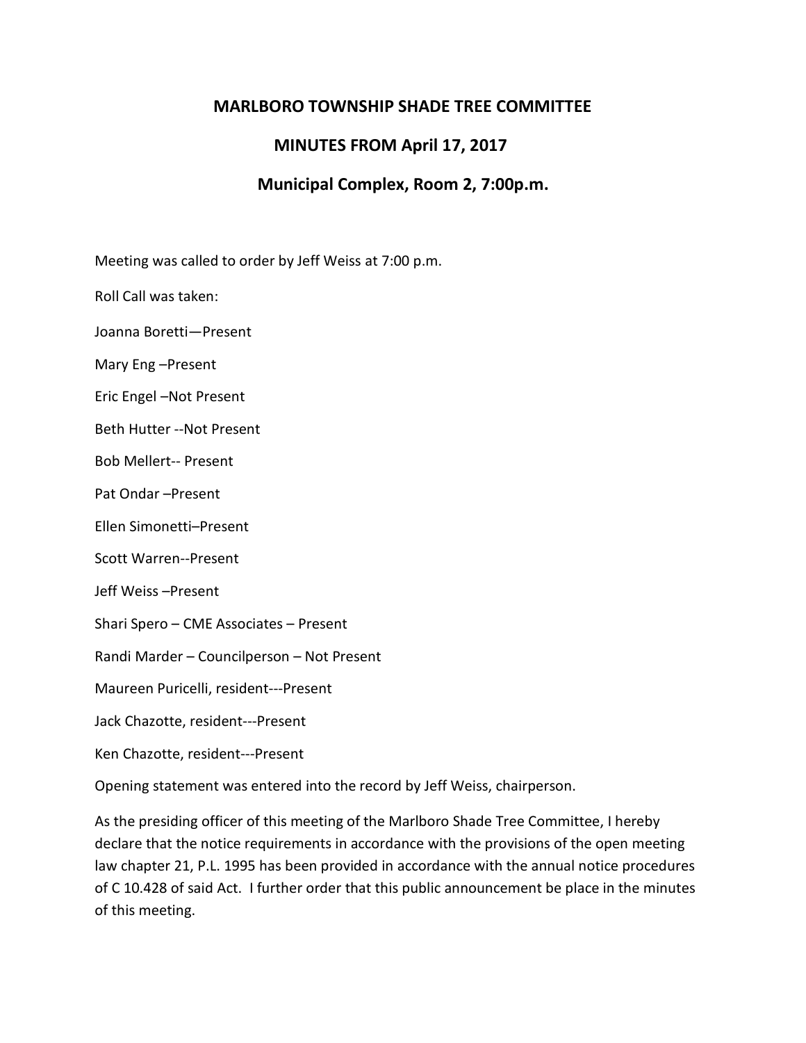# MARLBORO TOWNSHIP SHADE TREE COMMITTEE

## MINUTES FROM April 17, 2017

## Municipal Complex, Room 2, 7:00p.m.

Meeting was called to order by Jeff Weiss at 7:00 p.m.

Roll Call was taken:

Joanna Boretti—Present

Mary Eng –Present

Eric Engel –Not Present

Beth Hutter --Not Present

Bob Mellert-- Present

Pat Ondar –Present

Ellen Simonetti–Present

Scott Warren--Present

Jeff Weiss –Present

Shari Spero – CME Associates – Present

Randi Marder – Councilperson – Not Present

Maureen Puricelli, resident---Present

Jack Chazotte, resident---Present

Ken Chazotte, resident---Present

Opening statement was entered into the record by Jeff Weiss, chairperson.

As the presiding officer of this meeting of the Marlboro Shade Tree Committee, I hereby declare that the notice requirements in accordance with the provisions of the open meeting law chapter 21, P.L. 1995 has been provided in accordance with the annual notice procedures of C 10.428 of said Act. I further order that this public announcement be place in the minutes of this meeting.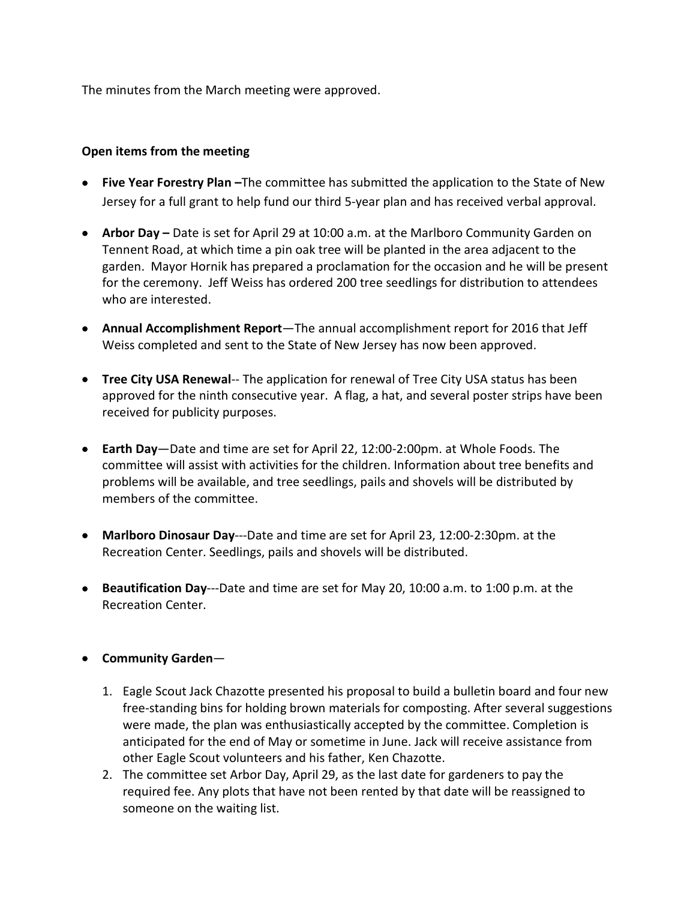The minutes from the March meeting were approved.

**Open items from the meeting**

- **Five Year Forestry Plan –**The committee has submitted the application to the State of New Jersey for a full grant to help fund our third 5-year plan and has received verbal approval.

- **Arbor Day –** Date is set for April 29 at 10:00 a.m. at the Marlboro Community Garden on Tennent Road, at which time a pin oak tree will be planted in the area adjacent to the garden. Mayor Hornik has prepared a proclamation for the occasion and he will be present for the ceremony. Jeff Weiss has ordered 200 tree seedlings for distribution to attendees who are interested.

- **Annual Accomplishment Report**—The annual accomplishment report for 2016 that Jeff Weiss completed and sent to the State of New Jersey has now been approved.

- **Tree City USA Renewal**-- The application for renewal of Tree City USA status has been approved for the ninth consecutive year. A flag, a hat, and several poster strips have been received for publicity purposes.

- **Earth Day**—Date and time are set for April 22, 12:00-2:00pm. at Whole Foods. The committee will assist with activities for the children. Information about tree benefits and problems will be available, and tree seedlings, pails and shovels will be distributed by members of the committee.

- **Marlboro Dinosaur Day**---Date and time are set for April 23, 12:00-2:30pm. at the Recreation Center. Seedlings, pails and shovels will be distributed.

- **Beautification Day**---Date and time are set for May 20, 10:00 a.m. to 1:00 p.m. at the Recreation Center.

- **Community Garden**—

  1. Eagle Scout Jack Chazotte presented his proposal to build a bulletin board and four new free-standing bins for holding brown materials for composting. After several suggestions were made, the plan was enthusiastically accepted by the committee. Completion is anticipated for the end of May or sometime in June. Jack will receive assistance from other Eagle Scout volunteers and his father, Ken Chazotte.
  2. The committee set Arbor Day, April 29, as the last date for gardeners to pay the required fee. Any plots that have not been rented by that date will be reassigned to someone on the waiting list.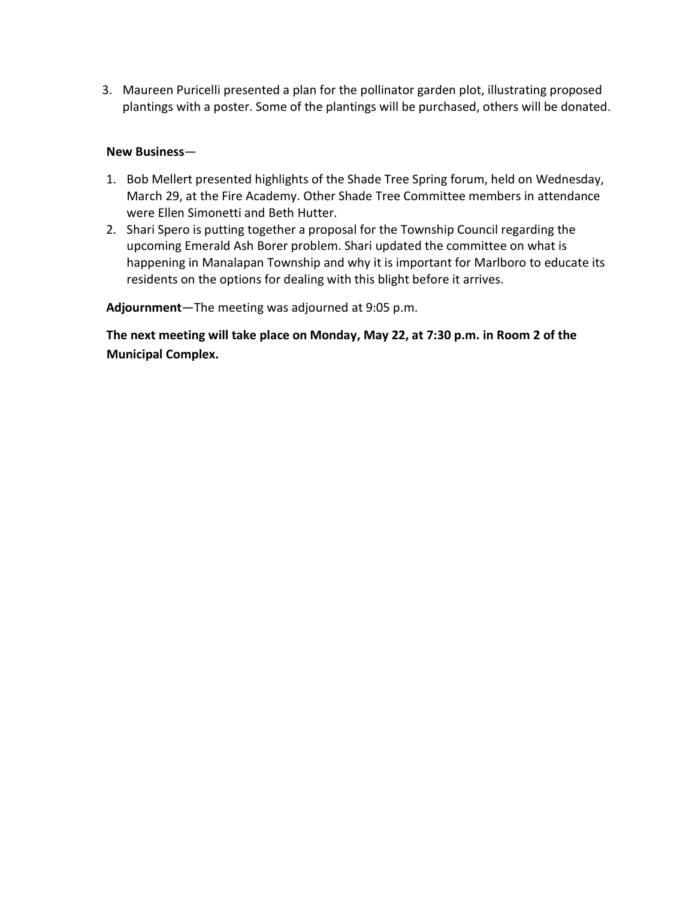3. Maureen Puricelli presented a plan for the pollinator garden plot, illustrating proposed plantings with a poster. Some of the plantings will be purchased, others will be donated.

**New Business**—

1. Bob Mellert presented highlights of the Shade Tree Spring forum, held on Wednesday, March 29, at the Fire Academy. Other Shade Tree Committee members in attendance were Ellen Simonetti and Beth Hutter.
2. Shari Spero is putting together a proposal for the Township Council regarding the upcoming Emerald Ash Borer problem. Shari updated the committee on what is happening in Manalapan Township and why it is important for Marlboro to educate its residents on the options for dealing with this blight before it arrives.

**Adjournment**—The meeting was adjourned at 9:05 p.m.

**The next meeting will take place on Monday, May 22, at 7:30 p.m. in Room 2 of the Municipal Complex.**